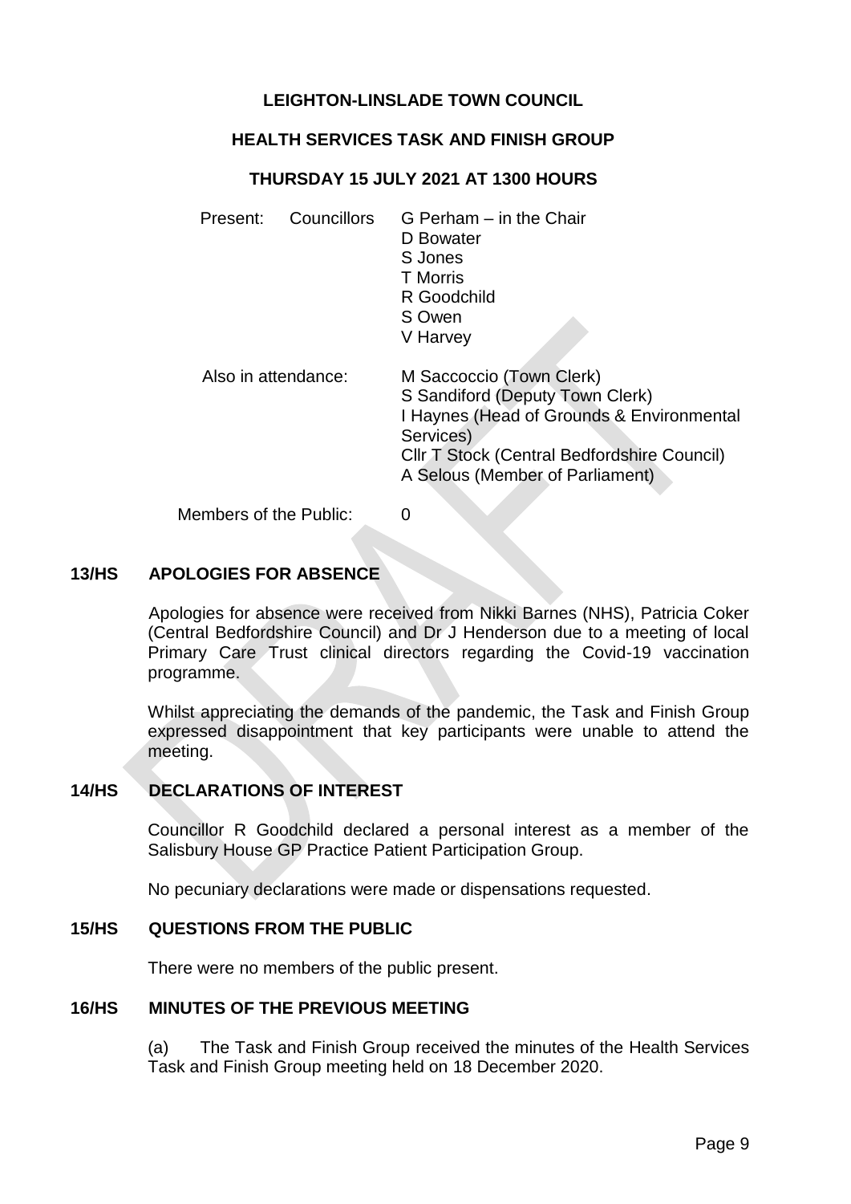# LEIGHTON-LINSLADE TOWN COUNCIL

## HEALTH SERVICES TASK AND FINISH GROUP

### THURSDAY 15 JULY 2021 AT 1300 HOURS

Present: Councillors G Perham – in the Chair
D Bowater
S Jones
T Morris
R Goodchild
S Owen
V Harvey

Also in attendance: M Saccoccio (Town Clerk)
S Sandiford (Deputy Town Clerk)
I Haynes (Head of Grounds & Environmental Services)
Cllr T Stock (Central Bedfordshire Council)
A Selous (Member of Parliament)

Members of the Public: 0

**13/HS APOLOGIES FOR ABSENCE**

Apologies for absence were received from Nikki Barnes (NHS), Patricia Coker (Central Bedfordshire Council) and Dr J Henderson due to a meeting of local Primary Care Trust clinical directors regarding the Covid-19 vaccination programme.

Whilst appreciating the demands of the pandemic, the Task and Finish Group expressed disappointment that key participants were unable to attend the meeting.

**14/HS DECLARATIONS OF INTEREST**

Councillor R Goodchild declared a personal interest as a member of the Salisbury House GP Practice Patient Participation Group.

No pecuniary declarations were made or dispensations requested.

**15/HS QUESTIONS FROM THE PUBLIC**

There were no members of the public present.

**16/HS MINUTES OF THE PREVIOUS MEETING**

(a) The Task and Finish Group received the minutes of the Health Services Task and Finish Group meeting held on 18 December 2020.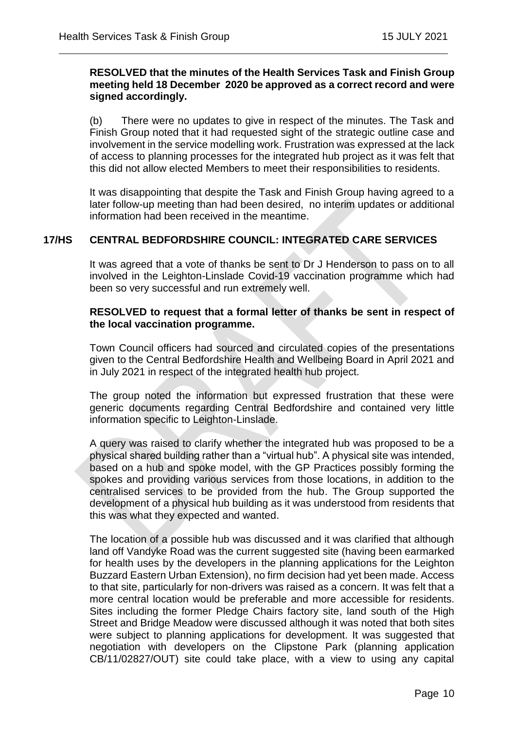**RESOLVED that the minutes of the Health Services Task and Finish Group meeting held 18 December 2020 be approved as a correct record and were signed accordingly.**

(b) There were no updates to give in respect of the minutes. The Task and Finish Group noted that it had requested sight of the strategic outline case and involvement in the service modelling work. Frustration was expressed at the lack of access to planning processes for the integrated hub project as it was felt that this did not allow elected Members to meet their responsibilities to residents.

It was disappointing that despite the Task and Finish Group having agreed to a later follow-up meeting than had been desired, no interim updates or additional information had been received in the meantime.

## 17/HS CENTRAL BEDFORDSHIRE COUNCIL: INTEGRATED CARE SERVICES

It was agreed that a vote of thanks be sent to Dr J Henderson to pass on to all involved in the Leighton-Linslade Covid-19 vaccination programme which had been so very successful and run extremely well.

**RESOLVED to request that a formal letter of thanks be sent in respect of the local vaccination programme.**

Town Council officers had sourced and circulated copies of the presentations given to the Central Bedfordshire Health and Wellbeing Board in April 2021 and in July 2021 in respect of the integrated health hub project.

The group noted the information but expressed frustration that these were generic documents regarding Central Bedfordshire and contained very little information specific to Leighton-Linslade.

A query was raised to clarify whether the integrated hub was proposed to be a physical shared building rather than a "virtual hub". A physical site was intended, based on a hub and spoke model, with the GP Practices possibly forming the spokes and providing various services from those locations, in addition to the centralised services to be provided from the hub. The Group supported the development of a physical hub building as it was understood from residents that this was what they expected and wanted.

The location of a possible hub was discussed and it was clarified that although land off Vandyke Road was the current suggested site (having been earmarked for health uses by the developers in the planning applications for the Leighton Buzzard Eastern Urban Extension), no firm decision had yet been made. Access to that site, particularly for non-drivers was raised as a concern. It was felt that a more central location would be preferable and more accessible for residents. Sites including the former Pledge Chairs factory site, land south of the High Street and Bridge Meadow were discussed although it was noted that both sites were subject to planning applications for development. It was suggested that negotiation with developers on the Clipstone Park (planning application CB/11/02827/OUT) site could take place, with a view to using any capital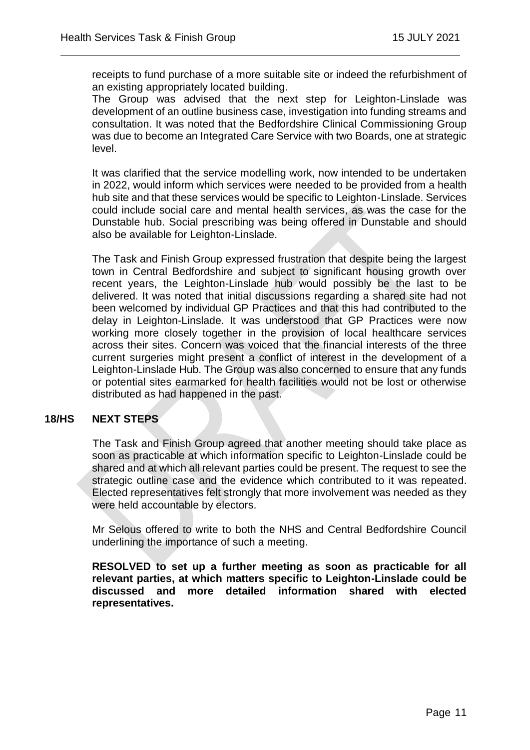receipts to fund purchase of a more suitable site or indeed the refurbishment of an existing appropriately located building.

The Group was advised that the next step for Leighton-Linslade was development of an outline business case, investigation into funding streams and consultation. It was noted that the Bedfordshire Clinical Commissioning Group was due to become an Integrated Care Service with two Boards, one at strategic level.

It was clarified that the service modelling work, now intended to be undertaken in 2022, would inform which services were needed to be provided from a health hub site and that these services would be specific to Leighton-Linslade. Services could include social care and mental health services, as was the case for the Dunstable hub. Social prescribing was being offered in Dunstable and should also be available for Leighton-Linslade.

The Task and Finish Group expressed frustration that despite being the largest town in Central Bedfordshire and subject to significant housing growth over recent years, the Leighton-Linslade hub would possibly be the last to be delivered. It was noted that initial discussions regarding a shared site had not been welcomed by individual GP Practices and that this had contributed to the delay in Leighton-Linslade. It was understood that GP Practices were now working more closely together in the provision of local healthcare services across their sites. Concern was voiced that the financial interests of the three current surgeries might present a conflict of interest in the development of a Leighton-Linslade Hub. The Group was also concerned to ensure that any funds or potential sites earmarked for health facilities would not be lost or otherwise distributed as had happened in the past.

## 18/HS NEXT STEPS

The Task and Finish Group agreed that another meeting should take place as soon as practicable at which information specific to Leighton-Linslade could be shared and at which all relevant parties could be present. The request to see the strategic outline case and the evidence which contributed to it was repeated. Elected representatives felt strongly that more involvement was needed as they were held accountable by electors.

Mr Selous offered to write to both the NHS and Central Bedfordshire Council underlining the importance of such a meeting.

**RESOLVED to set up a further meeting as soon as practicable for all relevant parties, at which matters specific to Leighton-Linslade could be discussed and more detailed information shared with elected representatives.**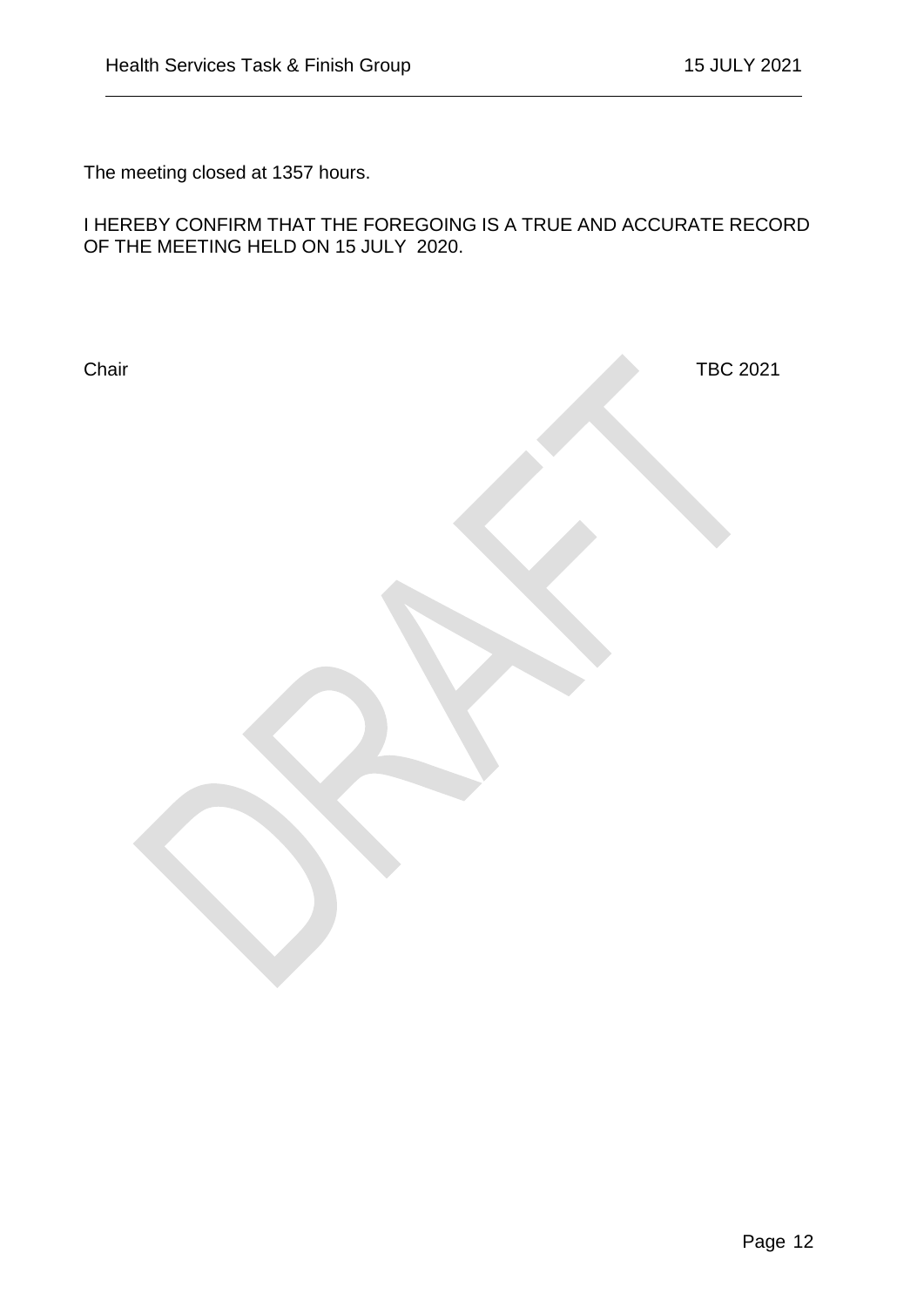The meeting closed at 1357 hours.

I HEREBY CONFIRM THAT THE FOREGOING IS A TRUE AND ACCURATE RECORD OF THE MEETING HELD ON 15 JULY 2020.

Chair TBC 2021